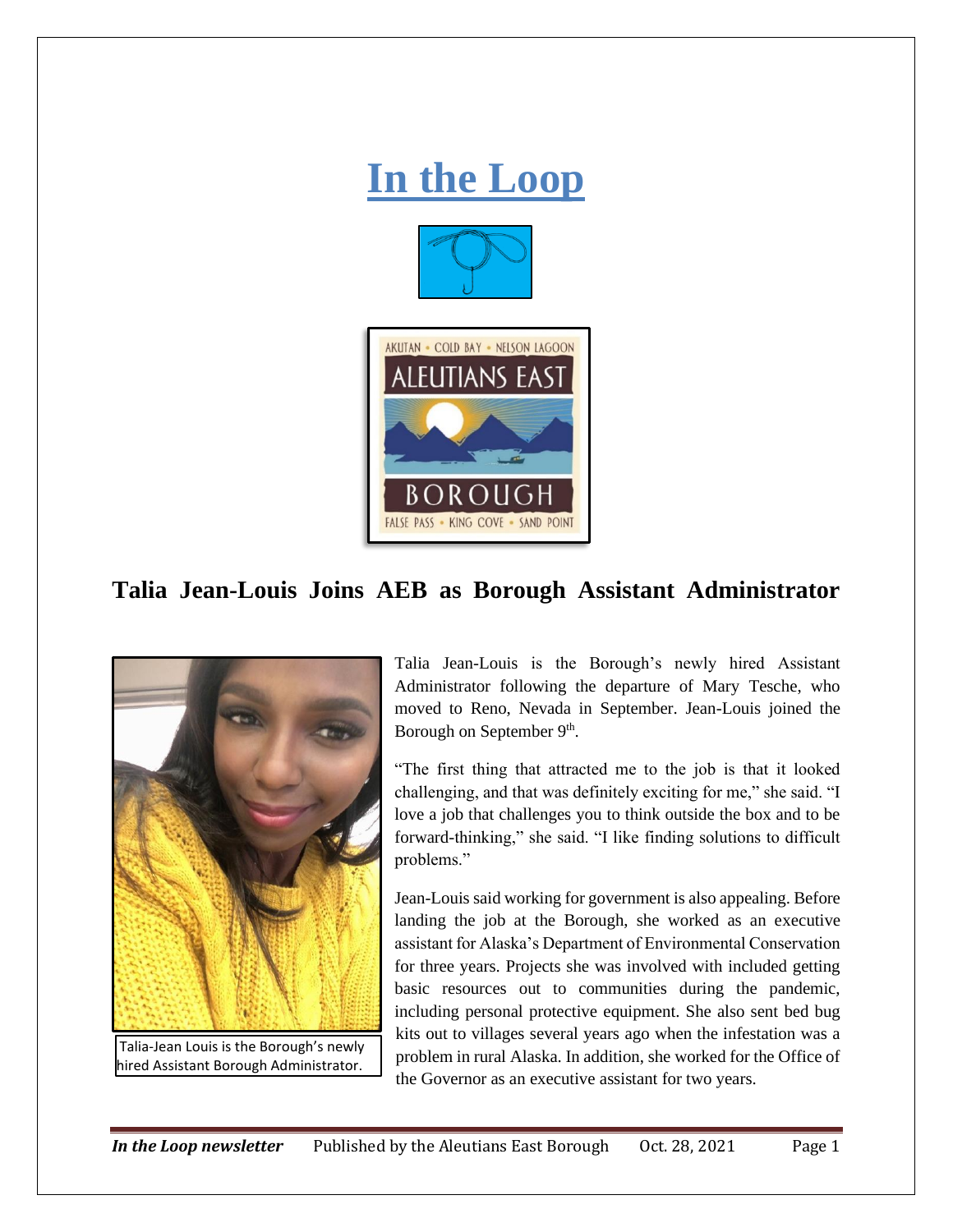# In the Loop

AKUTAN • COLD BAY • NELSON LAGOON

ALEUTIANS EAST

BOROUGH

FALSE PASS • KING COVE • SAND POINT

## Talia Jean-Louis Joins AEB as Borough Assistant Administrator

Talia-Jean Louis is the Borough's newly hired Assistant Borough Administrator.

Talia Jean-Louis is the Borough's newly hired Assistant Administrator following the departure of Mary Tesche, who moved to Reno, Nevada in September. Jean-Louis joined the Borough on September 9th.

"The first thing that attracted me to the job is that it looked challenging, and that was definitely exciting for me," she said. "I love a job that challenges you to think outside the box and to be forward-thinking," she said. "I like finding solutions to difficult problems."

Jean-Louis said working for government is also appealing. Before landing the job at the Borough, she worked as an executive assistant for Alaska's Department of Environmental Conservation for three years. Projects she was involved with included getting basic resources out to communities during the pandemic, including personal protective equipment. She also sent bed bug kits out to villages several years ago when the infestation was a problem in rural Alaska. In addition, she worked for the Office of the Governor as an executive assistant for two years.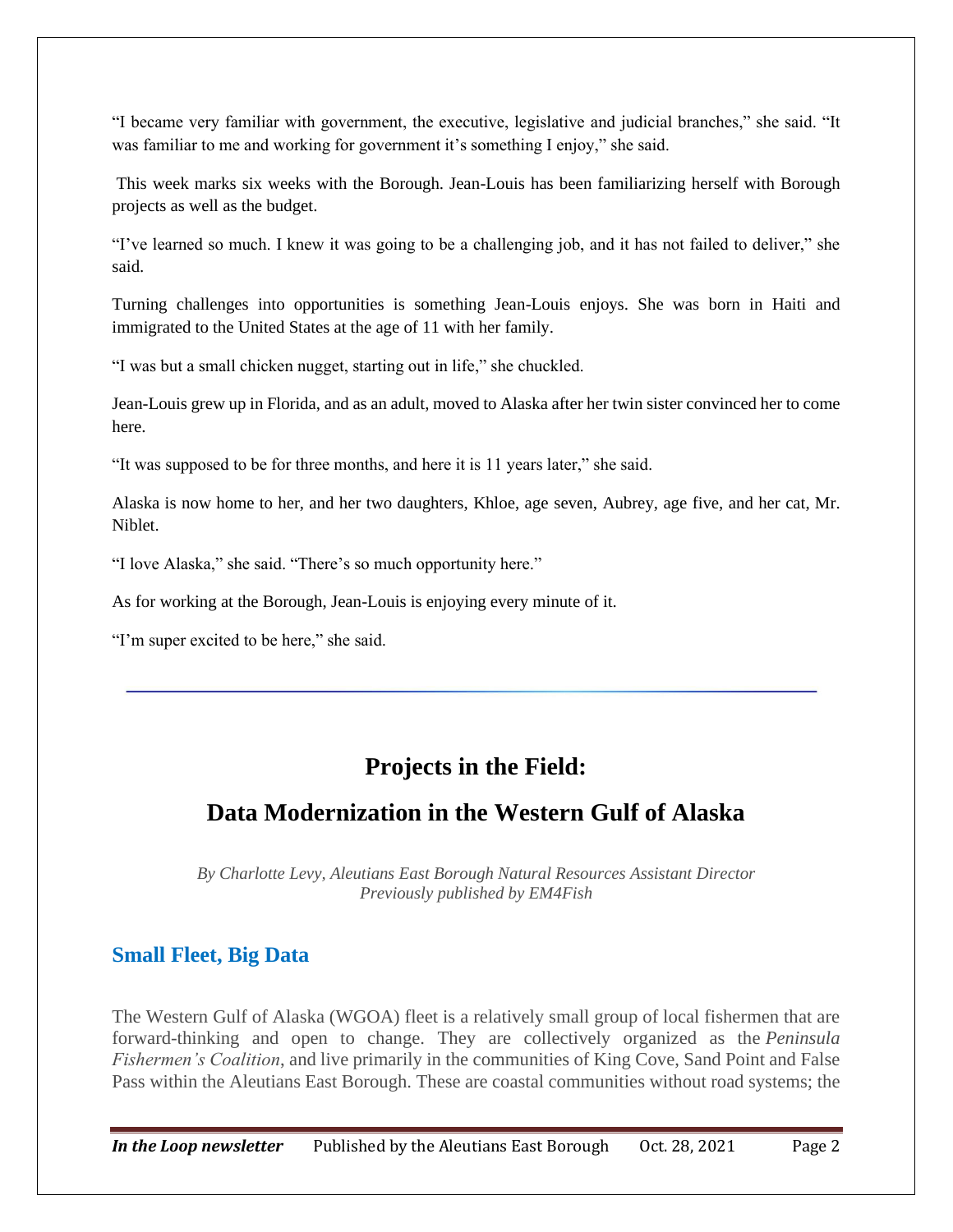"I became very familiar with government, the executive, legislative and judicial branches," she said. "It was familiar to me and working for government it's something I enjoy," she said.

This week marks six weeks with the Borough. Jean-Louis has been familiarizing herself with Borough projects as well as the budget.

"I've learned so much. I knew it was going to be a challenging job, and it has not failed to deliver," she said.

Turning challenges into opportunities is something Jean-Louis enjoys. She was born in Haiti and immigrated to the United States at the age of 11 with her family.

"I was but a small chicken nugget, starting out in life," she chuckled.

Jean-Louis grew up in Florida, and as an adult, moved to Alaska after her twin sister convinced her to come here.

"It was supposed to be for three months, and here it is 11 years later," she said.

Alaska is now home to her, and her two daughters, Khloe, age seven, Aubrey, age five, and her cat, Mr. Niblet.

"I love Alaska," she said. "There's so much opportunity here."

As for working at the Borough, Jean-Louis is enjoying every minute of it.

"I'm super excited to be here," she said.

---

# Projects in the Field:

# Data Modernization in the Western Gulf of Alaska

*By Charlotte Levy, Aleutians East Borough Natural Resources Assistant Director*
*Previously published by EM4Fish*

## Small Fleet, Big Data

The Western Gulf of Alaska (WGOA) fleet is a relatively small group of local fishermen that are forward-thinking and open to change. They are collectively organized as the *Peninsula Fishermen's Coalition*, and live primarily in the communities of King Cove, Sand Point and False Pass within the Aleutians East Borough. These are coastal communities without road systems; the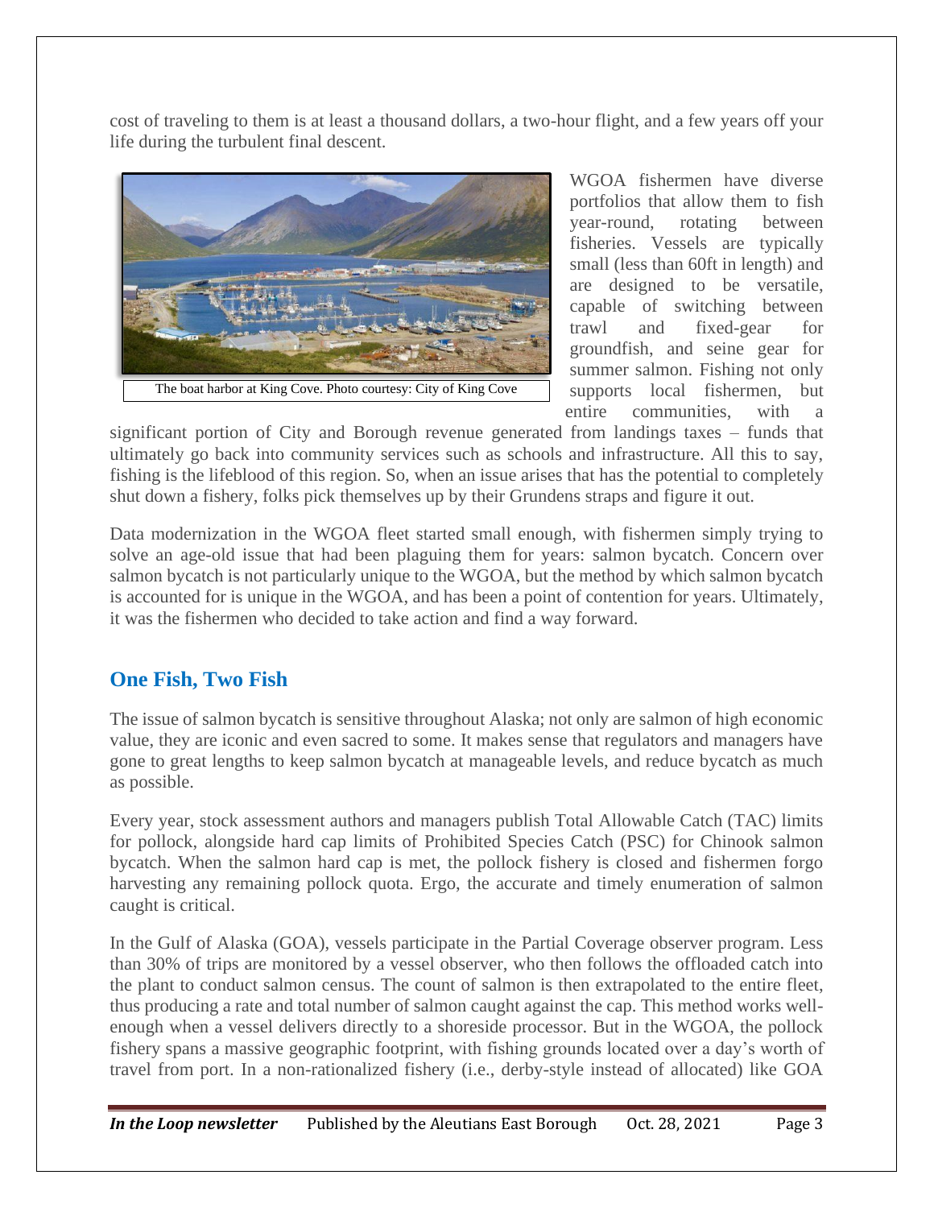cost of traveling to them is at least a thousand dollars, a two-hour flight, and a few years off your life during the turbulent final descent.

The boat harbor at King Cove. Photo courtesy: City of King Cove

WGOA fishermen have diverse portfolios that allow them to fish year-round, rotating between fisheries. Vessels are typically small (less than 60ft in length) and are designed to be versatile, capable of switching between trawl and fixed-gear for groundfish, and seine gear for summer salmon. Fishing not only supports local fishermen, but entire communities, with a significant portion of City and Borough revenue generated from landings taxes – funds that ultimately go back into community services such as schools and infrastructure. All this to say, fishing is the lifeblood of this region. So, when an issue arises that has the potential to completely shut down a fishery, folks pick themselves up by their Grundens straps and figure it out.

Data modernization in the WGOA fleet started small enough, with fishermen simply trying to solve an age-old issue that had been plaguing them for years: salmon bycatch. Concern over salmon bycatch is not particularly unique to the WGOA, but the method by which salmon bycatch is accounted for is unique in the WGOA, and has been a point of contention for years. Ultimately, it was the fishermen who decided to take action and find a way forward.

## One Fish, Two Fish

The issue of salmon bycatch is sensitive throughout Alaska; not only are salmon of high economic value, they are iconic and even sacred to some. It makes sense that regulators and managers have gone to great lengths to keep salmon bycatch at manageable levels, and reduce bycatch as much as possible.

Every year, stock assessment authors and managers publish Total Allowable Catch (TAC) limits for pollock, alongside hard cap limits of Prohibited Species Catch (PSC) for Chinook salmon bycatch. When the salmon hard cap is met, the pollock fishery is closed and fishermen forgo harvesting any remaining pollock quota. Ergo, the accurate and timely enumeration of salmon caught is critical.

In the Gulf of Alaska (GOA), vessels participate in the Partial Coverage observer program. Less than 30% of trips are monitored by a vessel observer, who then follows the offloaded catch into the plant to conduct salmon census. The count of salmon is then extrapolated to the entire fleet, thus producing a rate and total number of salmon caught against the cap. This method works well-enough when a vessel delivers directly to a shoreside processor. But in the WGOA, the pollock fishery spans a massive geographic footprint, with fishing grounds located over a day's worth of travel from port. In a non-rationalized fishery (i.e., derby-style instead of allocated) like GOA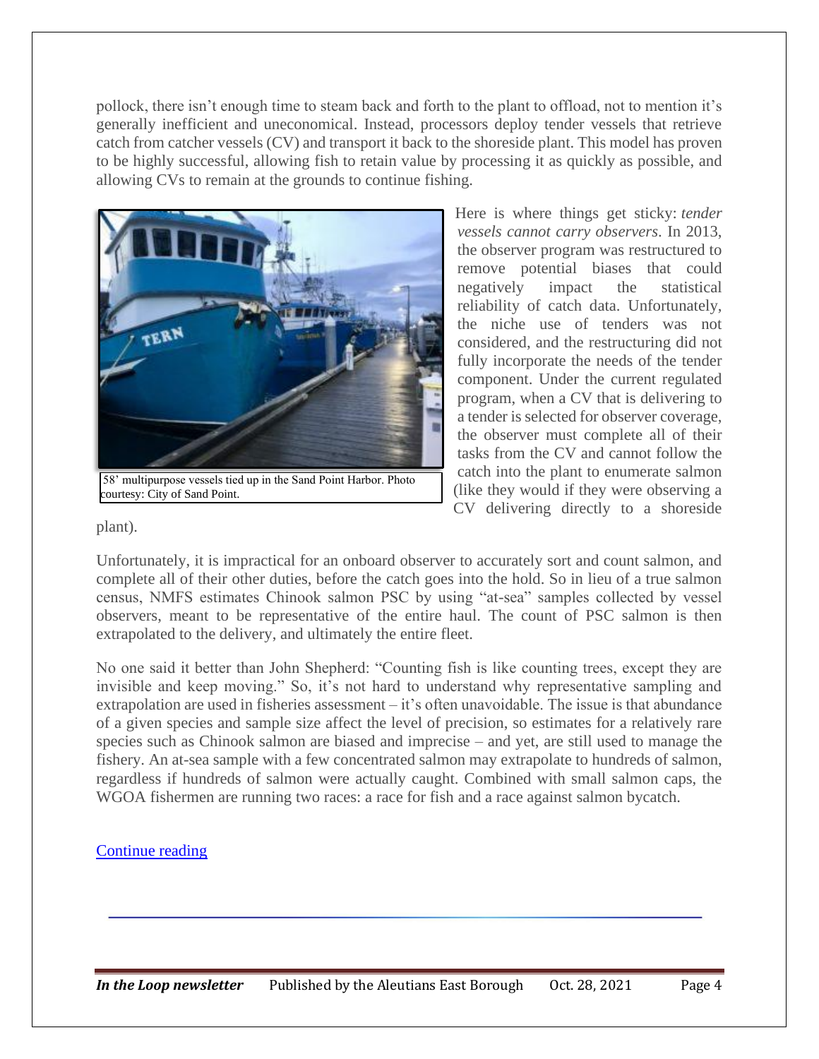pollock, there isn't enough time to steam back and forth to the plant to offload, not to mention it's generally inefficient and uneconomical. Instead, processors deploy tender vessels that retrieve catch from catcher vessels (CV) and transport it back to the shoreside plant. This model has proven to be highly successful, allowing fish to retain value by processing it as quickly as possible, and allowing CVs to remain at the grounds to continue fishing.

58' multipurpose vessels tied up in the Sand Point Harbor. Photo courtesy: City of Sand Point.

Here is where things get sticky: *tender vessels cannot carry observers*. In 2013, the observer program was restructured to remove potential biases that could negatively impact the statistical reliability of catch data. Unfortunately, the niche use of tenders was not considered, and the restructuring did not fully incorporate the needs of the tender component. Under the current regulated program, when a CV that is delivering to a tender is selected for observer coverage, the observer must complete all of their tasks from the CV and cannot follow the catch into the plant to enumerate salmon (like they would if they were observing a CV delivering directly to a shoreside plant).

Unfortunately, it is impractical for an onboard observer to accurately sort and count salmon, and complete all of their other duties, before the catch goes into the hold. So in lieu of a true salmon census, NMFS estimates Chinook salmon PSC by using "at-sea" samples collected by vessel observers, meant to be representative of the entire haul. The count of PSC salmon is then extrapolated to the delivery, and ultimately the entire fleet.

No one said it better than John Shepherd: "Counting fish is like counting trees, except they are invisible and keep moving." So, it's not hard to understand why representative sampling and extrapolation are used in fisheries assessment – it's often unavoidable. The issue is that abundance of a given species and sample size affect the level of precision, so estimates for a relatively rare species such as Chinook salmon are biased and imprecise – and yet, are still used to manage the fishery. An at-sea sample with a few concentrated salmon may extrapolate to hundreds of salmon, regardless if hundreds of salmon were actually caught. Combined with small salmon caps, the WGOA fishermen are running two races: a race for fish and a race against salmon bycatch.

[Continue reading]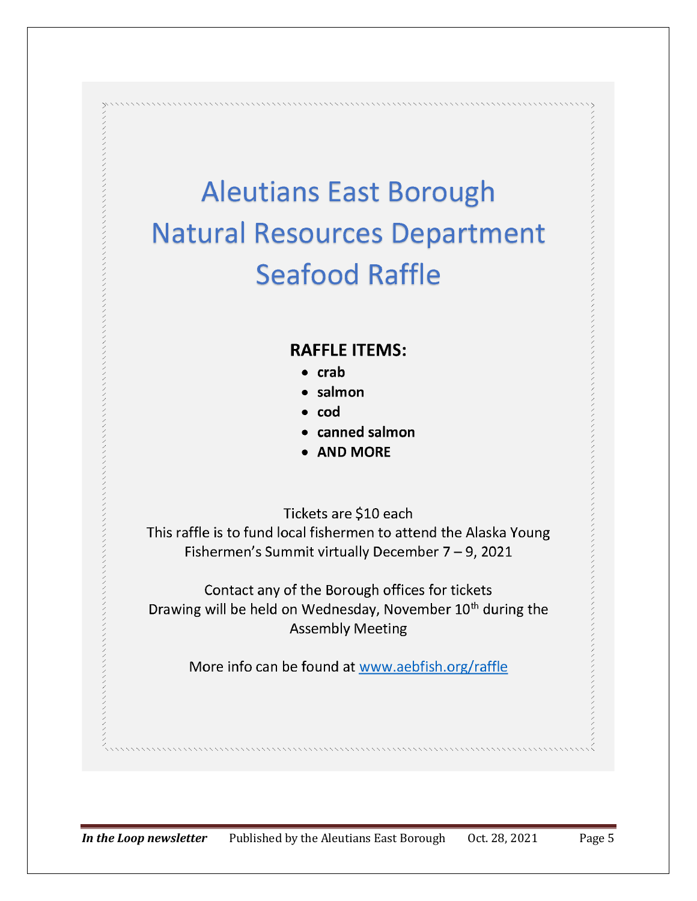# Aleutians East Borough Natural Resources Department Seafood Raffle

**RAFFLE ITEMS:**

- **crab**
- **salmon**
- **cod**
- **canned salmon**
- **AND MORE**

Tickets are $10 each
This raffle is to fund local fishermen to attend the Alaska Young Fishermen's Summit virtually December 7 – 9, 2021

Contact any of the Borough offices for tickets
Drawing will be held on Wednesday, November 10th during the Assembly Meeting

More info can be found at [www.aebfish.org/raffle](www.aebfish.org/raffle)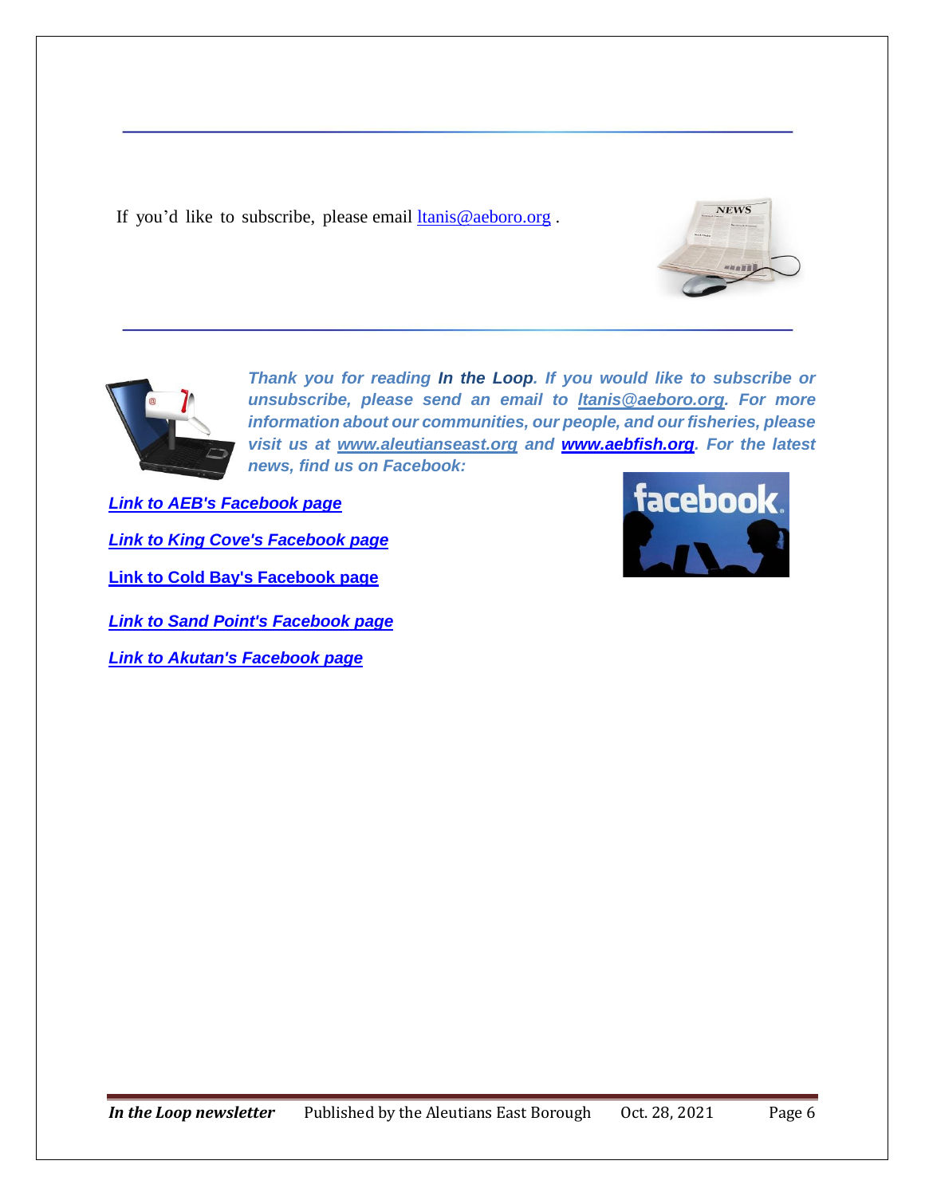If you'd like to subscribe, please email ltanis@aeboro.org .

***Thank you for reading In the Loop. If you would like to subscribe or unsubscribe, please send an email to ltanis@aeboro.org. For more information about our communities, our people, and our fisheries, please visit us at www.aleutianseast.org and www.aebfish.org. For the latest news, find us on Facebook:***

***Link to AEB's Facebook page***

***Link to King Cove's Facebook page***

**Link to Cold Bay's Facebook page**

***Link to Sand Point's Facebook page***

***Link to Akutan's Facebook page***